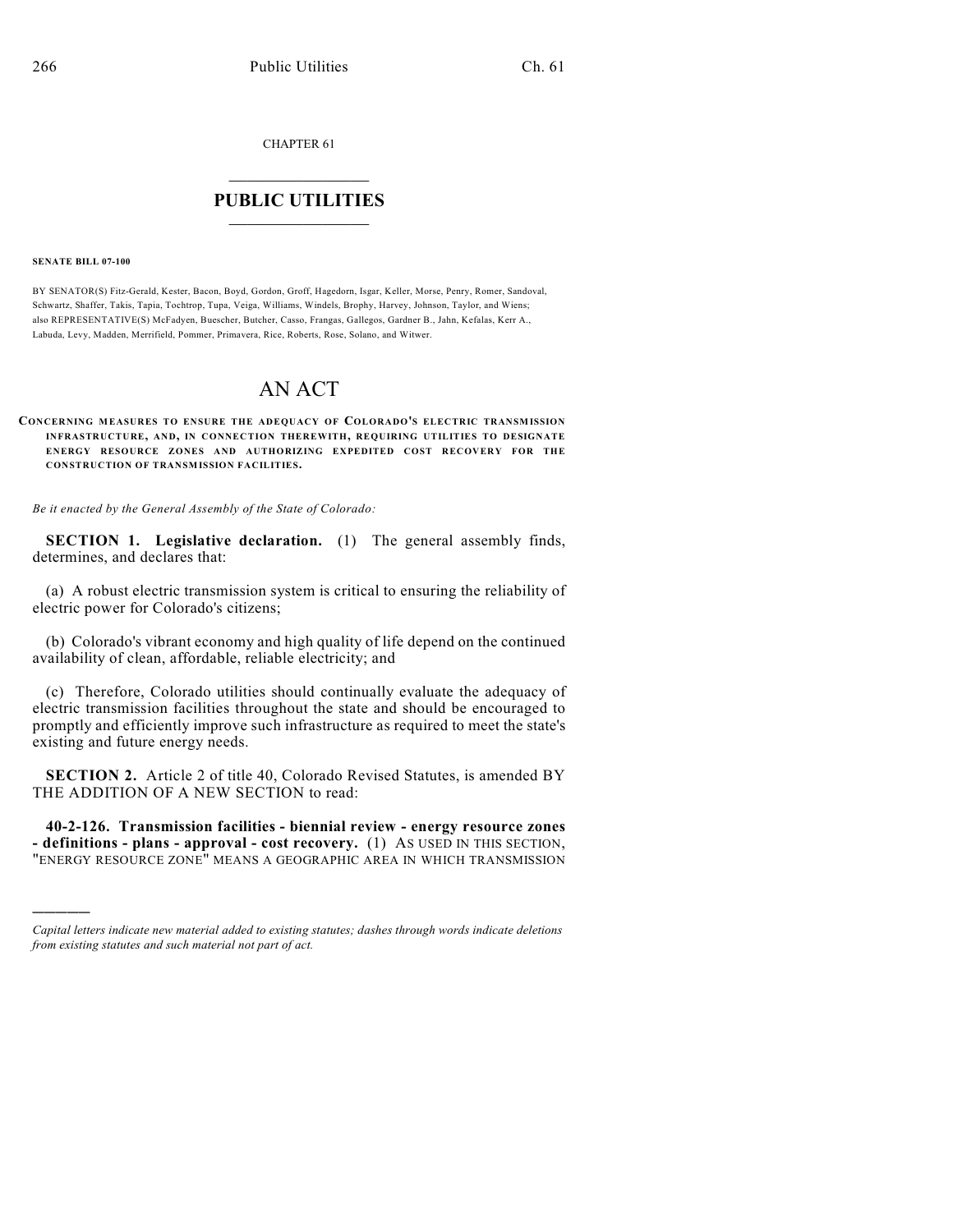CHAPTER 61

# PUBLIC UTILITIES

**SENATE BILL 07-100**

BY SENATOR(S) Fitz-Gerald, Kester, Bacon, Boyd, Gordon, Groff, Hagedorn, Isgar, Keller, Morse, Penry, Romer, Sandoval, Schwartz, Shaffer, Takis, Tapia, Tochtrop, Tupa, Veiga, Williams, Windels, Brophy, Harvey, Johnson, Taylor, and Wiens; also REPRESENTATIVE(S) McFadyen, Buescher, Butcher, Casso, Frangas, Gallegos, Gardner B., Jahn, Kefalas, Kerr A., Labuda, Levy, Madden, Merrifield, Pommer, Primavera, Rice, Roberts, Rose, Solano, and Witwer.

# AN ACT

**CONCERNING MEASURES TO ENSURE THE ADEQUACY OF COLORADO'S ELECTRIC TRANSMISSION INFRASTRUCTURE, AND, IN CONNECTION THEREWITH, REQUIRING UTILITIES TO DESIGNATE ENERGY RESOURCE ZONES AND AUTHORIZING EXPEDITED COST RECOVERY FOR THE CONSTRUCTION OF TRANSMISSION FACILITIES.**

*Be it enacted by the General Assembly of the State of Colorado:*

**SECTION 1. Legislative declaration.** (1) The general assembly finds, determines, and declares that:

(a) A robust electric transmission system is critical to ensuring the reliability of electric power for Colorado's citizens;

(b) Colorado's vibrant economy and high quality of life depend on the continued availability of clean, affordable, reliable electricity; and

(c) Therefore, Colorado utilities should continually evaluate the adequacy of electric transmission facilities throughout the state and should be encouraged to promptly and efficiently improve such infrastructure as required to meet the state's existing and future energy needs.

**SECTION 2.** Article 2 of title 40, Colorado Revised Statutes, is amended BY THE ADDITION OF A NEW SECTION to read:

**40-2-126. Transmission facilities - biennial review - energy resource zones - definitions - plans - approval - cost recovery.** (1) AS USED IN THIS SECTION, "ENERGY RESOURCE ZONE" MEANS A GEOGRAPHIC AREA IN WHICH TRANSMISSION

*Capital letters indicate new material added to existing statutes; dashes through words indicate deletions from existing statutes and such material not part of act.*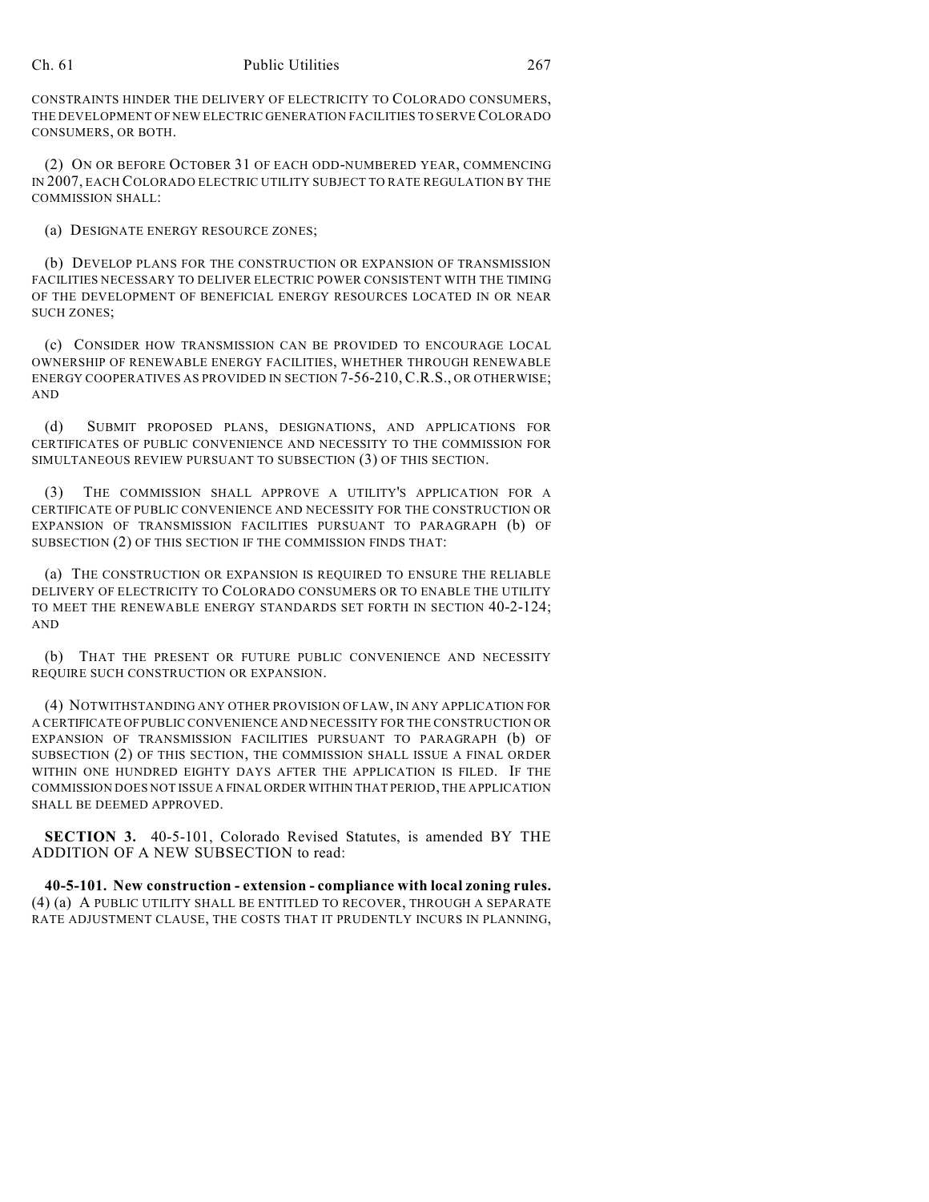CONSTRAINTS HINDER THE DELIVERY OF ELECTRICITY TO COLORADO CONSUMERS, THE DEVELOPMENT OF NEW ELECTRIC GENERATION FACILITIES TO SERVE COLORADO CONSUMERS, OR BOTH.

(2) ON OR BEFORE OCTOBER 31 OF EACH ODD-NUMBERED YEAR, COMMENCING IN 2007, EACH COLORADO ELECTRIC UTILITY SUBJECT TO RATE REGULATION BY THE COMMISSION SHALL:

(a) DESIGNATE ENERGY RESOURCE ZONES;

(b) DEVELOP PLANS FOR THE CONSTRUCTION OR EXPANSION OF TRANSMISSION FACILITIES NECESSARY TO DELIVER ELECTRIC POWER CONSISTENT WITH THE TIMING OF THE DEVELOPMENT OF BENEFICIAL ENERGY RESOURCES LOCATED IN OR NEAR SUCH ZONES;

(c) CONSIDER HOW TRANSMISSION CAN BE PROVIDED TO ENCOURAGE LOCAL OWNERSHIP OF RENEWABLE ENERGY FACILITIES, WHETHER THROUGH RENEWABLE ENERGY COOPERATIVES AS PROVIDED IN SECTION 7-56-210, C.R.S., OR OTHERWISE; AND

(d) SUBMIT PROPOSED PLANS, DESIGNATIONS, AND APPLICATIONS FOR CERTIFICATES OF PUBLIC CONVENIENCE AND NECESSITY TO THE COMMISSION FOR SIMULTANEOUS REVIEW PURSUANT TO SUBSECTION (3) OF THIS SECTION.

(3) THE COMMISSION SHALL APPROVE A UTILITY'S APPLICATION FOR A CERTIFICATE OF PUBLIC CONVENIENCE AND NECESSITY FOR THE CONSTRUCTION OR EXPANSION OF TRANSMISSION FACILITIES PURSUANT TO PARAGRAPH (b) OF SUBSECTION (2) OF THIS SECTION IF THE COMMISSION FINDS THAT:

(a) THE CONSTRUCTION OR EXPANSION IS REQUIRED TO ENSURE THE RELIABLE DELIVERY OF ELECTRICITY TO COLORADO CONSUMERS OR TO ENABLE THE UTILITY TO MEET THE RENEWABLE ENERGY STANDARDS SET FORTH IN SECTION 40-2-124; AND

(b) THAT THE PRESENT OR FUTURE PUBLIC CONVENIENCE AND NECESSITY REQUIRE SUCH CONSTRUCTION OR EXPANSION.

(4) NOTWITHSTANDING ANY OTHER PROVISION OF LAW, IN ANY APPLICATION FOR A CERTIFICATE OF PUBLIC CONVENIENCE AND NECESSITY FOR THE CONSTRUCTION OR EXPANSION OF TRANSMISSION FACILITIES PURSUANT TO PARAGRAPH (b) OF SUBSECTION (2) OF THIS SECTION, THE COMMISSION SHALL ISSUE A FINAL ORDER WITHIN ONE HUNDRED EIGHTY DAYS AFTER THE APPLICATION IS FILED. IF THE COMMISSION DOES NOT ISSUE A FINAL ORDER WITHIN THAT PERIOD, THE APPLICATION SHALL BE DEEMED APPROVED.

**SECTION 3.** 40-5-101, Colorado Revised Statutes, is amended BY THE ADDITION OF A NEW SUBSECTION to read:

**40-5-101. New construction - extension - compliance with local zoning rules.** (4) (a) A PUBLIC UTILITY SHALL BE ENTITLED TO RECOVER, THROUGH A SEPARATE RATE ADJUSTMENT CLAUSE, THE COSTS THAT IT PRUDENTLY INCURS IN PLANNING,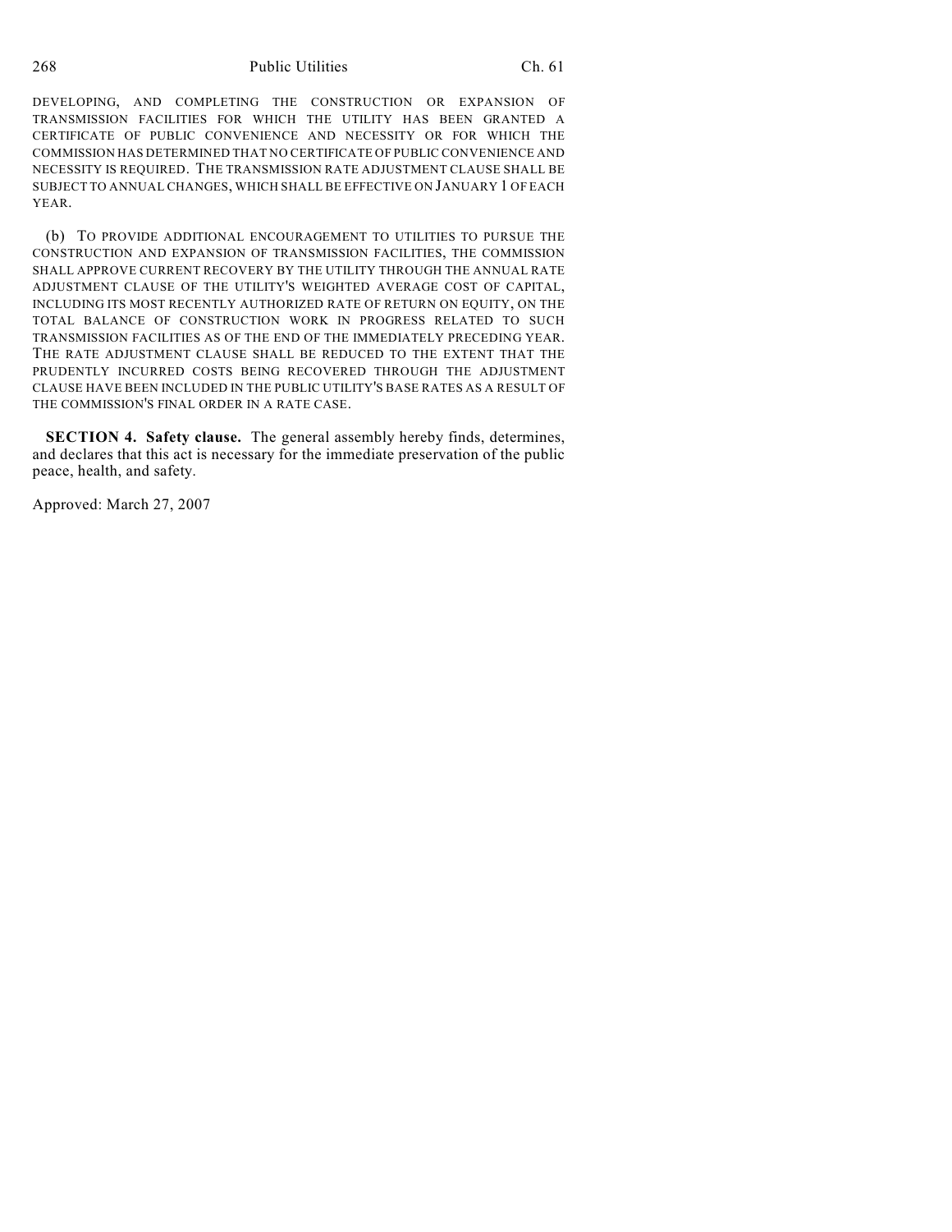DEVELOPING, AND COMPLETING THE CONSTRUCTION OR EXPANSION OF TRANSMISSION FACILITIES FOR WHICH THE UTILITY HAS BEEN GRANTED A CERTIFICATE OF PUBLIC CONVENIENCE AND NECESSITY OR FOR WHICH THE COMMISSION HAS DETERMINED THAT NO CERTIFICATE OF PUBLIC CONVENIENCE AND NECESSITY IS REQUIRED. THE TRANSMISSION RATE ADJUSTMENT CLAUSE SHALL BE SUBJECT TO ANNUAL CHANGES, WHICH SHALL BE EFFECTIVE ON JANUARY 1 OF EACH YEAR.

(b) TO PROVIDE ADDITIONAL ENCOURAGEMENT TO UTILITIES TO PURSUE THE CONSTRUCTION AND EXPANSION OF TRANSMISSION FACILITIES, THE COMMISSION SHALL APPROVE CURRENT RECOVERY BY THE UTILITY THROUGH THE ANNUAL RATE ADJUSTMENT CLAUSE OF THE UTILITY'S WEIGHTED AVERAGE COST OF CAPITAL, INCLUDING ITS MOST RECENTLY AUTHORIZED RATE OF RETURN ON EQUITY, ON THE TOTAL BALANCE OF CONSTRUCTION WORK IN PROGRESS RELATED TO SUCH TRANSMISSION FACILITIES AS OF THE END OF THE IMMEDIATELY PRECEDING YEAR. THE RATE ADJUSTMENT CLAUSE SHALL BE REDUCED TO THE EXTENT THAT THE PRUDENTLY INCURRED COSTS BEING RECOVERED THROUGH THE ADJUSTMENT CLAUSE HAVE BEEN INCLUDED IN THE PUBLIC UTILITY'S BASE RATES AS A RESULT OF THE COMMISSION'S FINAL ORDER IN A RATE CASE.

**SECTION 4. Safety clause.** The general assembly hereby finds, determines, and declares that this act is necessary for the immediate preservation of the public peace, health, and safety.

Approved: March 27, 2007